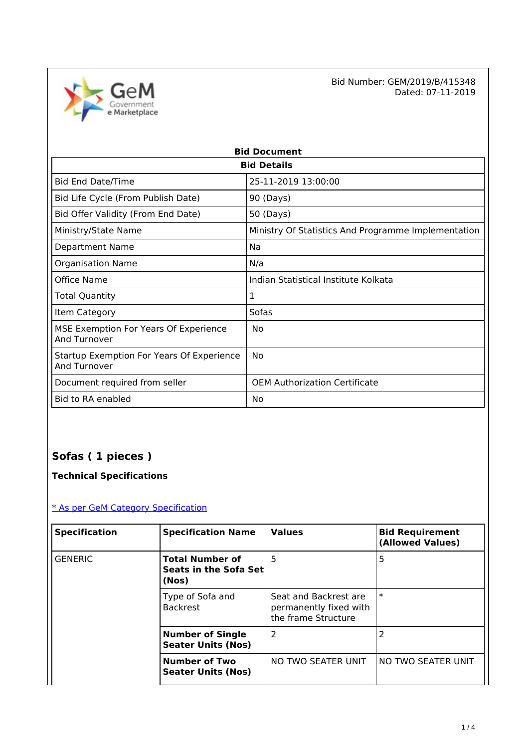Bid Number: GEM/2019/B/415348
Dated: 07-11-2019

## Bid Document

| Bid Details | |
|---|---|
| Bid End Date/Time | 25-11-2019 13:00:00 |
| Bid Life Cycle (From Publish Date) | 90 (Days) |
| Bid Offer Validity (From End Date) | 50 (Days) |
| Ministry/State Name | Ministry Of Statistics And Programme Implementation |
| Department Name | Na |
| Organisation Name | N/a |
| Office Name | Indian Statistical Institute Kolkata |
| Total Quantity | 1 |
| Item Category | Sofas |
| MSE Exemption For Years Of Experience And Turnover | No |
| Startup Exemption For Years Of Experience And Turnover | No |
| Document required from seller | OEM Authorization Certificate |
| Bid to RA enabled | No |

## Sofas ( 1 pieces )

**Technical Specifications**

* As per GeM Category Specification

| Specification | Specification Name | Values | Bid Requirement (Allowed Values) |
|---|---|---|---|
| GENERIC | **Total Number of Seats in the Sofa Set (Nos)** | 5 | 5 |
| | Type of Sofa and Backrest | Seat and Backrest are permanently fixed with the frame Structure | * |
| | **Number of Single Seater Units (Nos)** | 2 | 2 |
| | **Number of Two Seater Units (Nos)** | NO TWO SEATER UNIT | NO TWO SEATER UNIT |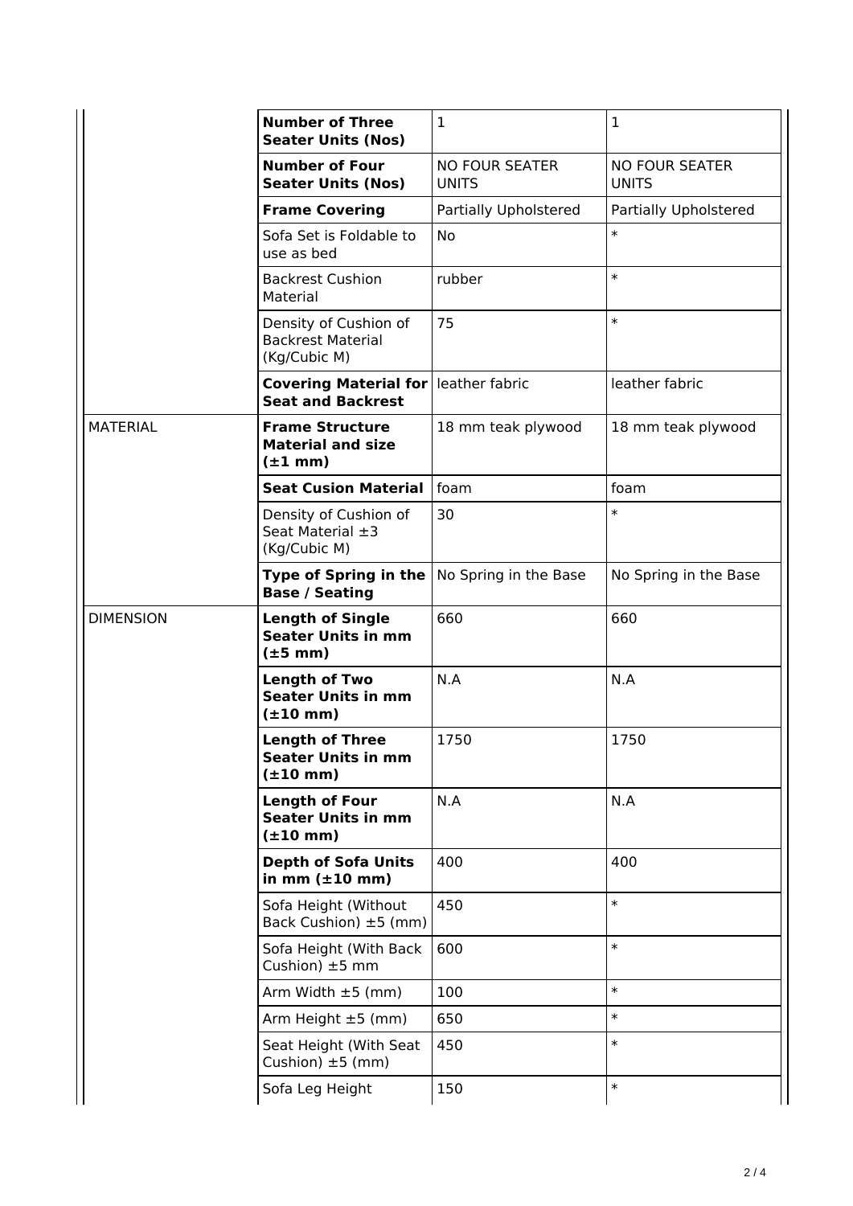| | | | |
|---|---|---|---|
| | **Number of Three Seater Units (Nos)** | 1 | 1 |
| | **Number of Four Seater Units (Nos)** | NO FOUR SEATER UNITS | NO FOUR SEATER UNITS |
| | **Frame Covering** | Partially Upholstered | Partially Upholstered |
| | Sofa Set is Foldable to use as bed | No | * |
| | Backrest Cushion Material | rubber | * |
| | Density of Cushion of Backrest Material (Kg/Cubic M) | 75 | * |
| | **Covering Material for Seat and Backrest** | leather fabric | leather fabric |
| MATERIAL | **Frame Structure Material and size (±1 mm)** | 18 mm teak plywood | 18 mm teak plywood |
| | **Seat Cusion Material** | foam | foam |
| | Density of Cushion of Seat Material ±3 (Kg/Cubic M) | 30 | * |
| | **Type of Spring in the Base / Seating** | No Spring in the Base | No Spring in the Base |
| DIMENSION | **Length of Single Seater Units in mm (±5 mm)** | 660 | 660 |
| | **Length of Two Seater Units in mm (±10 mm)** | N.A | N.A |
| | **Length of Three Seater Units in mm (±10 mm)** | 1750 | 1750 |
| | **Length of Four Seater Units in mm (±10 mm)** | N.A | N.A |
| | **Depth of Sofa Units in mm (±10 mm)** | 400 | 400 |
| | Sofa Height (Without Back Cushion) ±5 (mm) | 450 | * |
| | Sofa Height (With Back Cushion) ±5 mm | 600 | * |
| | Arm Width ±5 (mm) | 100 | * |
| | Arm Height ±5 (mm) | 650 | * |
| | Seat Height (With Seat Cushion) ±5 (mm) | 450 | * |
| | Sofa Leg Height | 150 | * |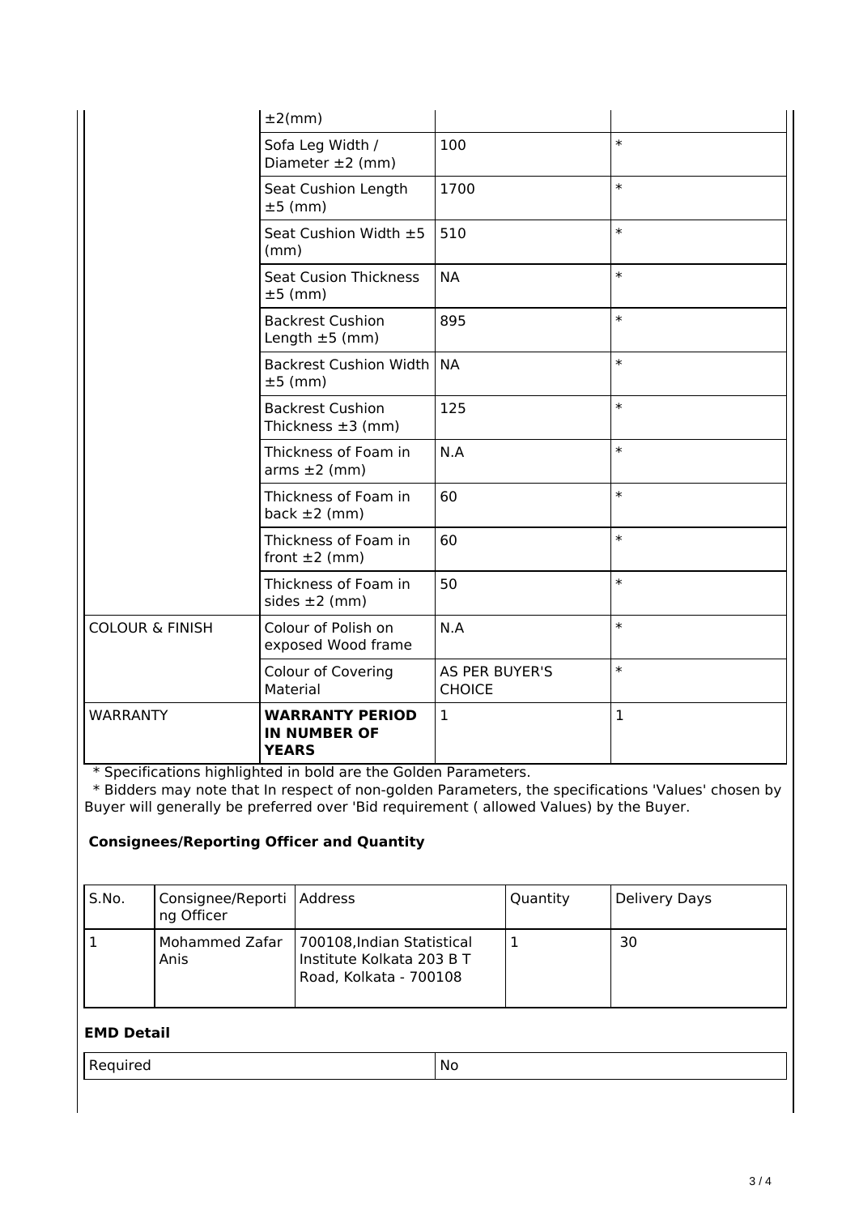| | | | |
|---|---|---|---|
| | ±2(mm) | | |
| | Sofa Leg Width / Diameter ±2 (mm) | 100 | * |
| | Seat Cushion Length ±5 (mm) | 1700 | * |
| | Seat Cushion Width ±5 (mm) | 510 | * |
| | Seat Cusion Thickness ±5 (mm) | NA | * |
| | Backrest Cushion Length ±5 (mm) | 895 | * |
| | Backrest Cushion Width ±5 (mm) | NA | * |
| | Backrest Cushion Thickness ±3 (mm) | 125 | * |
| | Thickness of Foam in arms ±2 (mm) | N.A | * |
| | Thickness of Foam in back ±2 (mm) | 60 | * |
| | Thickness of Foam in front ±2 (mm) | 60 | * |
| | Thickness of Foam in sides ±2 (mm) | 50 | * |
| COLOUR & FINISH | Colour of Polish on exposed Wood frame | N.A | * |
| | Colour of Covering Material | AS PER BUYER'S CHOICE | * |
| WARRANTY | **WARRANTY PERIOD IN NUMBER OF YEARS** | 1 | 1 |

* Specifications highlighted in bold are the Golden Parameters.
* Bidders may note that In respect of non-golden Parameters, the specifications 'Values' chosen by Buyer will generally be preferred over 'Bid requirement ( allowed Values) by the Buyer.

### Consignees/Reporting Officer and Quantity

| S.No. | Consignee/Reporting Officer | Address | Quantity | Delivery Days |
|---|---|---|---|---|
| 1 | Mohammed Zafar Anis | 700108,Indian Statistical Institute Kolkata 203 B T Road, Kolkata - 700108 | 1 | 30 |

### EMD Detail

| | |
|---|---|
| Required | No |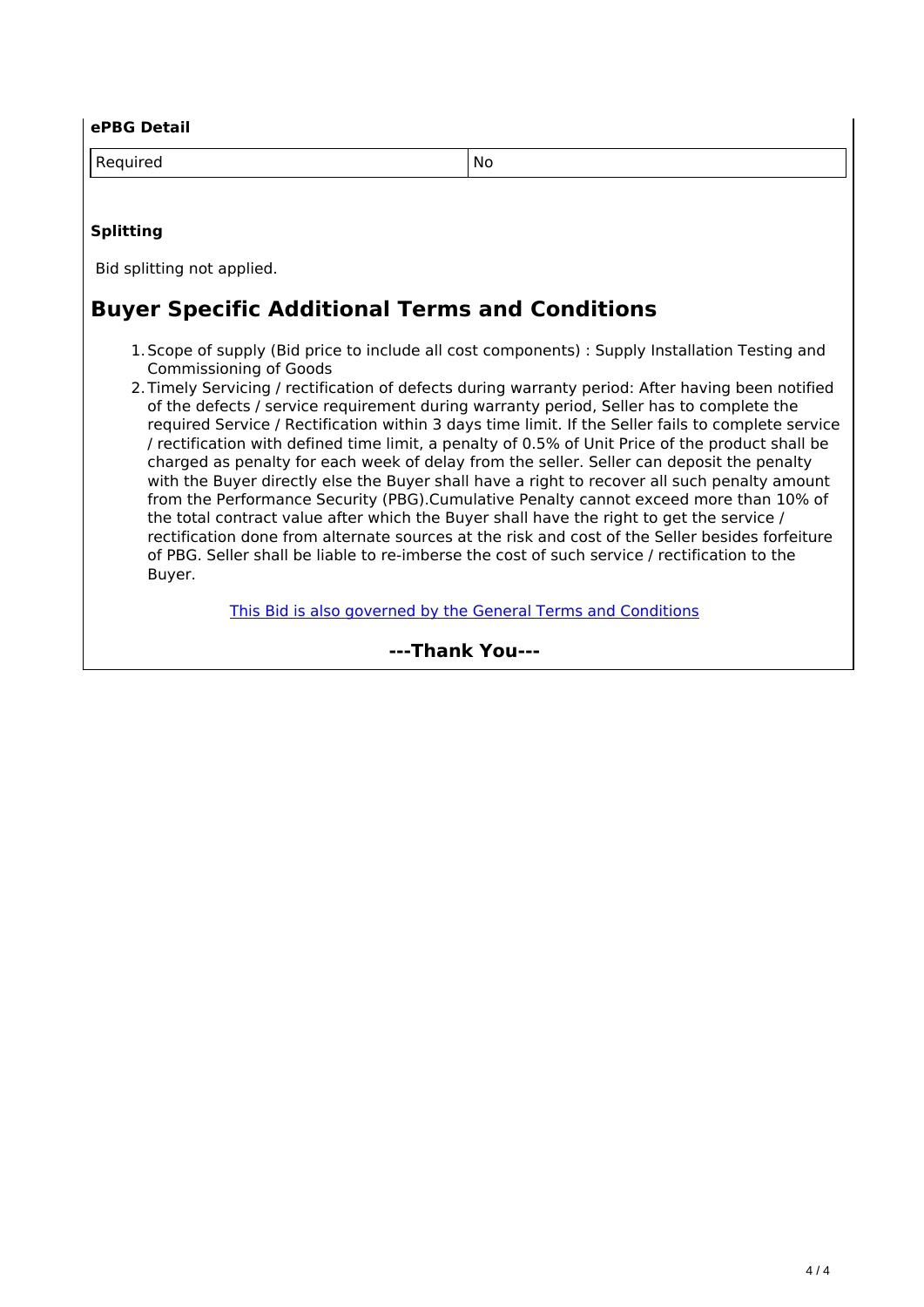**ePBG Detail**

| | |
|---|---|
| Required | No |

**Splitting**

Bid splitting not applied.

## Buyer Specific Additional Terms and Conditions

1. Scope of supply (Bid price to include all cost components) : Supply Installation Testing and Commissioning of Goods
2. Timely Servicing / rectification of defects during warranty period: After having been notified of the defects / service requirement during warranty period, Seller has to complete the required Service / Rectification within 3 days time limit. If the Seller fails to complete service / rectification with defined time limit, a penalty of 0.5% of Unit Price of the product shall be charged as penalty for each week of delay from the seller. Seller can deposit the penalty with the Buyer directly else the Buyer shall have a right to recover all such penalty amount from the Performance Security (PBG).Cumulative Penalty cannot exceed more than 10% of the total contract value after which the Buyer shall have the right to get the service / rectification done from alternate sources at the risk and cost of the Seller besides forfeiture of PBG. Seller shall be liable to re-imberse the cost of such service / rectification to the Buyer.

This Bid is also governed by the General Terms and Conditions

**---Thank You---**